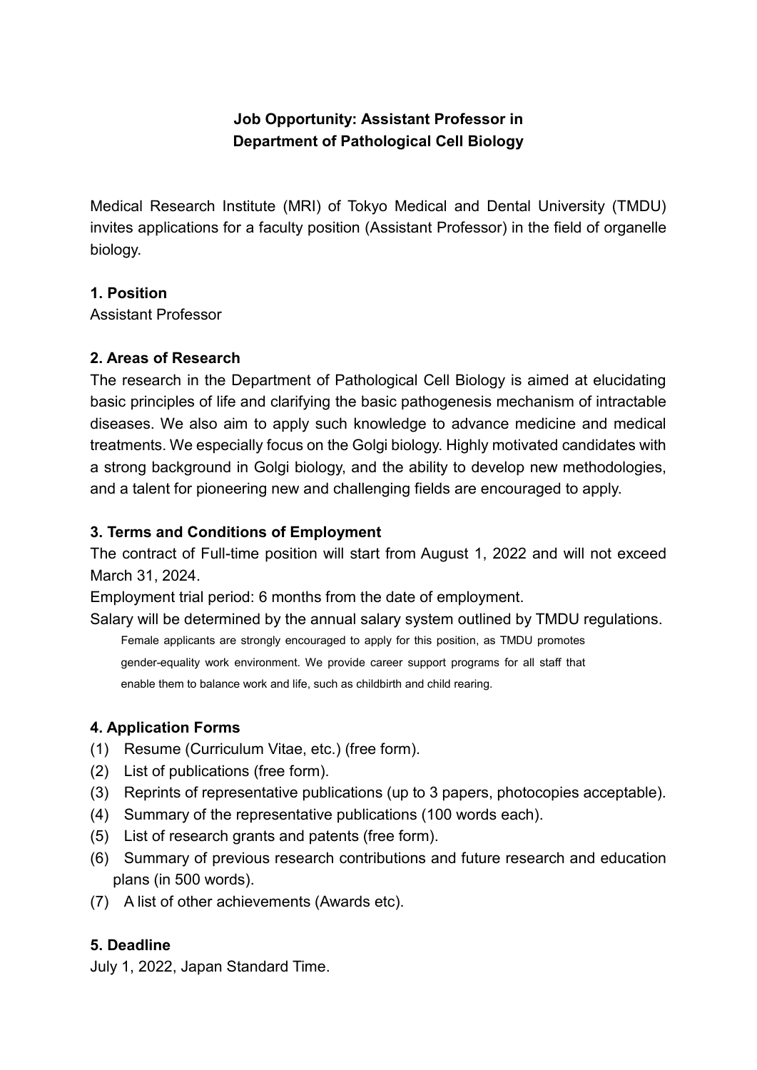# Job Opportunity: Assistant Professor in Department of Pathological Cell Biology

Medical Research Institute (MRI) of Tokyo Medical and Dental University (TMDU) invites applications for a faculty position (Assistant Professor) in the field of organelle biology.

## 1. Position

Assistant Professor

## 2. Areas of Research

The research in the Department of Pathological Cell Biology is aimed at elucidating basic principles of life and clarifying the basic pathogenesis mechanism of intractable diseases. We also aim to apply such knowledge to advance medicine and medical treatments. We especially focus on the Golgi biology. Highly motivated candidates with a strong background in Golgi biology, and the ability to develop new methodologies, and a talent for pioneering new and challenging fields are encouraged to apply.

## 3. Terms and Conditions of Employment

The contract of Full-time position will start from August 1, 2022 and will not exceed March 31, 2024.

Employment trial period: 6 months from the date of employment.

Salary will be determined by the annual salary system outlined by TMDU regulations.

Female applicants are strongly encouraged to apply for this position, as TMDU promotes gender-equality work environment. We provide career support programs for all staff that enable them to balance work and life, such as childbirth and child rearing.

## 4. Application Forms

(1) Resume (Curriculum Vitae, etc.) (free form).
(2) List of publications (free form).
(3) Reprints of representative publications (up to 3 papers, photocopies acceptable).
(4) Summary of the representative publications (100 words each).
(5) List of research grants and patents (free form).
(6) Summary of previous research contributions and future research and education plans (in 500 words).
(7) A list of other achievements (Awards etc).

## 5. Deadline

July 1, 2022, Japan Standard Time.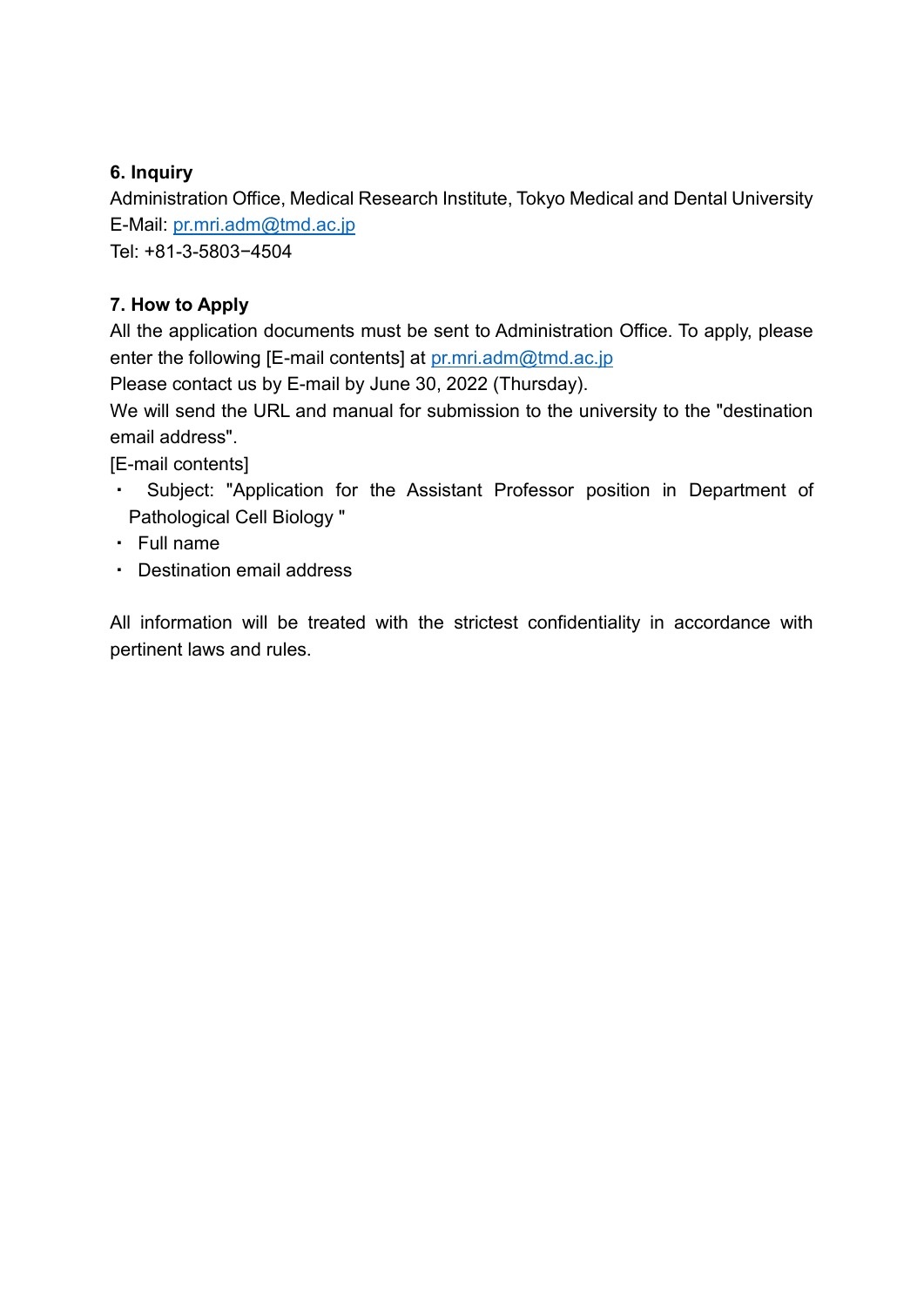**6. Inquiry**

Administration Office, Medical Research Institute, Tokyo Medical and Dental University
E-Mail: pr.mri.adm@tmd.ac.jp
Tel: +81-3-5803−4504

**7. How to Apply**

All the application documents must be sent to Administration Office. To apply, please enter the following [E-mail contents] at pr.mri.adm@tmd.ac.jp
Please contact us by E-mail by June 30, 2022 (Thursday).
We will send the URL and manual for submission to the university to the "destination email address".
[E-mail contents]

- Subject: "Application for the Assistant Professor position in Department of Pathological Cell Biology "
- Full name
- Destination email address

All information will be treated with the strictest confidentiality in accordance with pertinent laws and rules.